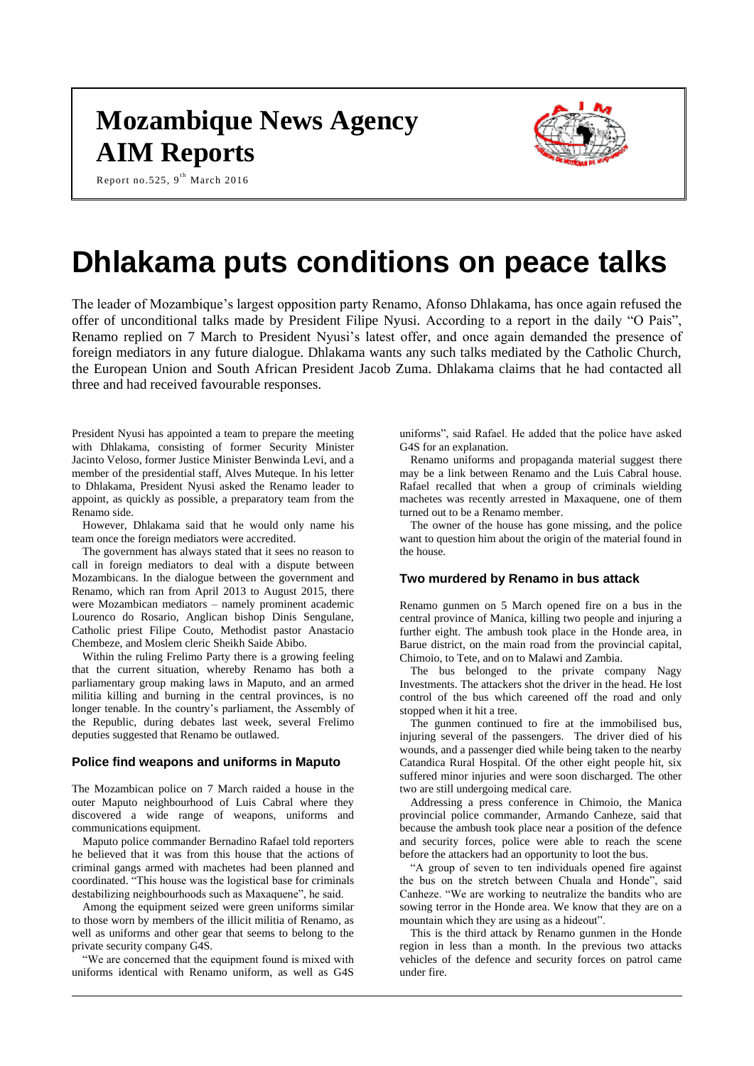# Mozambique News Agency
# AIM Reports

Report no.525, 9th March 2016

# Dhlakama puts conditions on peace talks

The leader of Mozambique's largest opposition party Renamo, Afonso Dhlakama, has once again refused the offer of unconditional talks made by President Filipe Nyusi. According to a report in the daily "O Pais", Renamo replied on 7 March to President Nyusi's latest offer, and once again demanded the presence of foreign mediators in any future dialogue. Dhlakama wants any such talks mediated by the Catholic Church, the European Union and South African President Jacob Zuma. Dhlakama claims that he had contacted all three and had received favourable responses.

President Nyusi has appointed a team to prepare the meeting with Dhlakama, consisting of former Security Minister Jacinto Veloso, former Justice Minister Benwinda Levi, and a member of the presidential staff, Alves Muteque. In his letter to Dhlakama, President Nyusi asked the Renamo leader to appoint, as quickly as possible, a preparatory team from the Renamo side.

However, Dhlakama said that he would only name his team once the foreign mediators were accredited.

The government has always stated that it sees no reason to call in foreign mediators to deal with a dispute between Mozambicans. In the dialogue between the government and Renamo, which ran from April 2013 to August 2015, there were Mozambican mediators – namely prominent academic Lourenco do Rosario, Anglican bishop Dinis Sengulane, Catholic priest Filipe Couto, Methodist pastor Anastacio Chembeze, and Moslem cleric Sheikh Saide Abibo.

Within the ruling Frelimo Party there is a growing feeling that the current situation, whereby Renamo has both a parliamentary group making laws in Maputo, and an armed militia killing and burning in the central provinces, is no longer tenable. In the country's parliament, the Assembly of the Republic, during debates last week, several Frelimo deputies suggested that Renamo be outlawed.

### Police find weapons and uniforms in Maputo

The Mozambican police on 7 March raided a house in the outer Maputo neighbourhood of Luis Cabral where they discovered a wide range of weapons, uniforms and communications equipment.

Maputo police commander Bernadino Rafael told reporters he believed that it was from this house that the actions of criminal gangs armed with machetes had been planned and coordinated. "This house was the logistical base for criminals destabilizing neighbourhoods such as Maxaquene", he said.

Among the equipment seized were green uniforms similar to those worn by members of the illicit militia of Renamo, as well as uniforms and other gear that seems to belong to the private security company G4S.

"We are concerned that the equipment found is mixed with uniforms identical with Renamo uniform, as well as G4S uniforms", said Rafael. He added that the police have asked G4S for an explanation.

Renamo uniforms and propaganda material suggest there may be a link between Renamo and the Luis Cabral house. Rafael recalled that when a group of criminals wielding machetes was recently arrested in Maxaquene, one of them turned out to be a Renamo member.

The owner of the house has gone missing, and the police want to question him about the origin of the material found in the house.

### Two murdered by Renamo in bus attack

Renamo gunmen on 5 March opened fire on a bus in the central province of Manica, killing two people and injuring a further eight. The ambush took place in the Honde area, in Barue district, on the main road from the provincial capital, Chimoio, to Tete, and on to Malawi and Zambia.

The bus belonged to the private company Nagy Investments. The attackers shot the driver in the head. He lost control of the bus which careened off the road and only stopped when it hit a tree.

The gunmen continued to fire at the immobilised bus, injuring several of the passengers. The driver died of his wounds, and a passenger died while being taken to the nearby Catandica Rural Hospital. Of the other eight people hit, six suffered minor injuries and were soon discharged. The other two are still undergoing medical care.

Addressing a press conference in Chimoio, the Manica provincial police commander, Armando Canheze, said that because the ambush took place near a position of the defence and security forces, police were able to reach the scene before the attackers had an opportunity to loot the bus.

"A group of seven to ten individuals opened fire against the bus on the stretch between Chuala and Honde", said Canheze. "We are working to neutralize the bandits who are sowing terror in the Honde area. We know that they are on a mountain which they are using as a hideout".

This is the third attack by Renamo gunmen in the Honde region in less than a month. In the previous two attacks vehicles of the defence and security forces on patrol came under fire.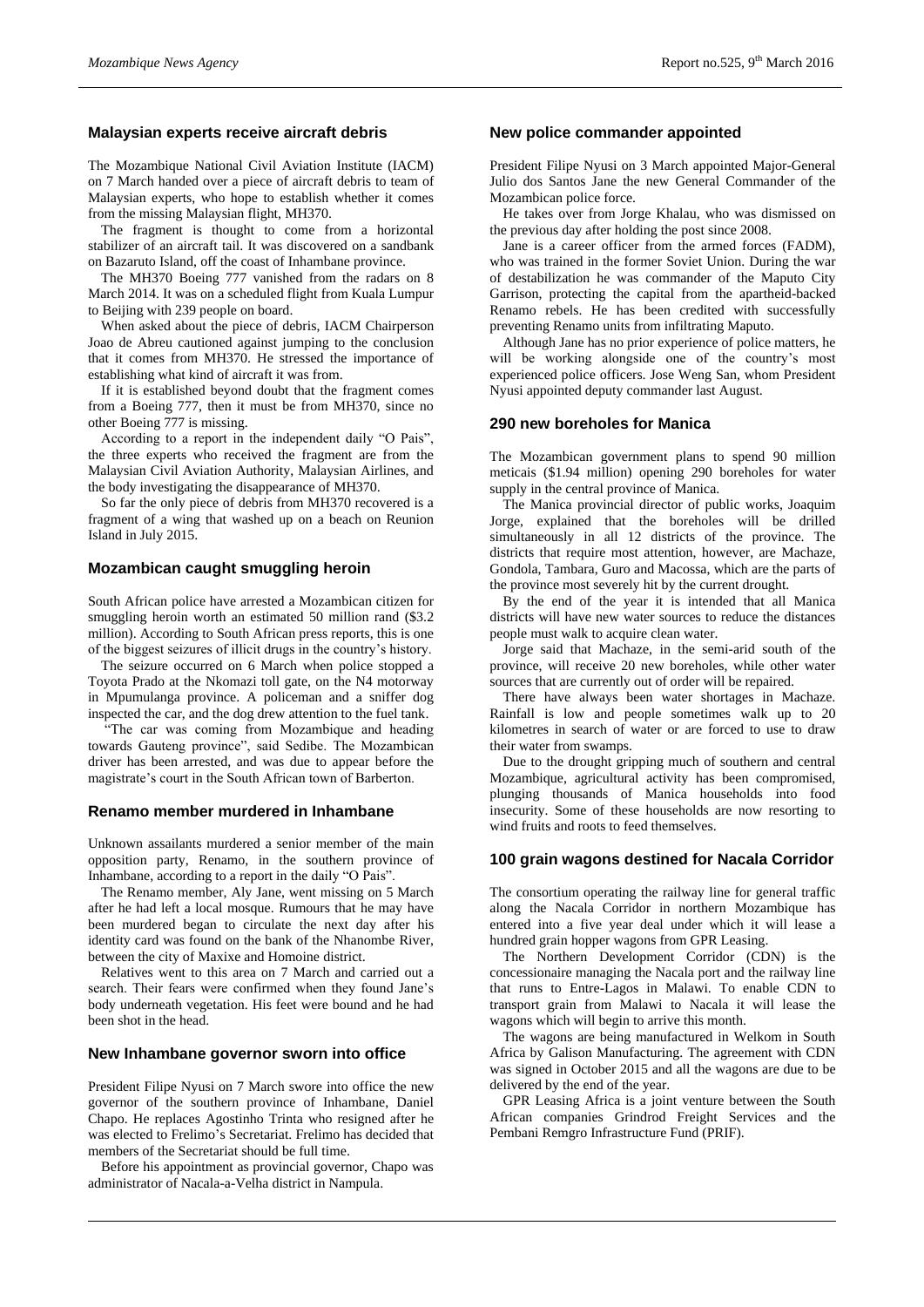## Malaysian experts receive aircraft debris

The Mozambique National Civil Aviation Institute (IACM) on 7 March handed over a piece of aircraft debris to team of Malaysian experts, who hope to establish whether it comes from the missing Malaysian flight, MH370.

The fragment is thought to come from a horizontal stabilizer of an aircraft tail. It was discovered on a sandbank on Bazaruto Island, off the coast of Inhambane province.

The MH370 Boeing 777 vanished from the radars on 8 March 2014. It was on a scheduled flight from Kuala Lumpur to Beijing with 239 people on board.

When asked about the piece of debris, IACM Chairperson Joao de Abreu cautioned against jumping to the conclusion that it comes from MH370. He stressed the importance of establishing what kind of aircraft it was from.

If it is established beyond doubt that the fragment comes from a Boeing 777, then it must be from MH370, since no other Boeing 777 is missing.

According to a report in the independent daily "O Pais", the three experts who received the fragment are from the Malaysian Civil Aviation Authority, Malaysian Airlines, and the body investigating the disappearance of MH370.

So far the only piece of debris from MH370 recovered is a fragment of a wing that washed up on a beach on Reunion Island in July 2015.

## Mozambican caught smuggling heroin

South African police have arrested a Mozambican citizen for smuggling heroin worth an estimated 50 million rand ($3.2 million). According to South African press reports, this is one of the biggest seizures of illicit drugs in the country's history.

The seizure occurred on 6 March when police stopped a Toyota Prado at the Nkomazi toll gate, on the N4 motorway in Mpumulanga province. A policeman and a sniffer dog inspected the car, and the dog drew attention to the fuel tank.

"The car was coming from Mozambique and heading towards Gauteng province", said Sedibe. The Mozambican driver has been arrested, and was due to appear before the magistrate's court in the South African town of Barberton.

## Renamo member murdered in Inhambane

Unknown assailants murdered a senior member of the main opposition party, Renamo, in the southern province of Inhambane, according to a report in the daily "O Pais".

The Renamo member, Aly Jane, went missing on 5 March after he had left a local mosque. Rumours that he may have been murdered began to circulate the next day after his identity card was found on the bank of the Nhanombe River, between the city of Maxixe and Homoine district.

Relatives went to this area on 7 March and carried out a search. Their fears were confirmed when they found Jane's body underneath vegetation. His feet were bound and he had been shot in the head.

## New Inhambane governor sworn into office

President Filipe Nyusi on 7 March swore into office the new governor of the southern province of Inhambane, Daniel Chapo. He replaces Agostinho Trinta who resigned after he was elected to Frelimo's Secretariat. Frelimo has decided that members of the Secretariat should be full time.

Before his appointment as provincial governor, Chapo was administrator of Nacala-a-Velha district in Nampula.

## New police commander appointed

President Filipe Nyusi on 3 March appointed Major-General Julio dos Santos Jane the new General Commander of the Mozambican police force.

He takes over from Jorge Khalau, who was dismissed on the previous day after holding the post since 2008.

Jane is a career officer from the armed forces (FADM), who was trained in the former Soviet Union. During the war of destabilization he was commander of the Maputo City Garrison, protecting the capital from the apartheid-backed Renamo rebels. He has been credited with successfully preventing Renamo units from infiltrating Maputo.

Although Jane has no prior experience of police matters, he will be working alongside one of the country's most experienced police officers. Jose Weng San, whom President Nyusi appointed deputy commander last August.

## 290 new boreholes for Manica

The Mozambican government plans to spend 90 million meticais ($1.94 million) opening 290 boreholes for water supply in the central province of Manica.

The Manica provincial director of public works, Joaquim Jorge, explained that the boreholes will be drilled simultaneously in all 12 districts of the province. The districts that require most attention, however, are Machaze, Gondola, Tambara, Guro and Macossa, which are the parts of the province most severely hit by the current drought.

By the end of the year it is intended that all Manica districts will have new water sources to reduce the distances people must walk to acquire clean water.

Jorge said that Machaze, in the semi-arid south of the province, will receive 20 new boreholes, while other water sources that are currently out of order will be repaired.

There have always been water shortages in Machaze. Rainfall is low and people sometimes walk up to 20 kilometres in search of water or are forced to use to draw their water from swamps.

Due to the drought gripping much of southern and central Mozambique, agricultural activity has been compromised, plunging thousands of Manica households into food insecurity. Some of these households are now resorting to wind fruits and roots to feed themselves.

## 100 grain wagons destined for Nacala Corridor

The consortium operating the railway line for general traffic along the Nacala Corridor in northern Mozambique has entered into a five year deal under which it will lease a hundred grain hopper wagons from GPR Leasing.

The Northern Development Corridor (CDN) is the concessionaire managing the Nacala port and the railway line that runs to Entre-Lagos in Malawi. To enable CDN to transport grain from Malawi to Nacala it will lease the wagons which will begin to arrive this month.

The wagons are being manufactured in Welkom in South Africa by Galison Manufacturing. The agreement with CDN was signed in October 2015 and all the wagons are due to be delivered by the end of the year.

GPR Leasing Africa is a joint venture between the South African companies Grindrod Freight Services and the Pembani Remgro Infrastructure Fund (PRIF).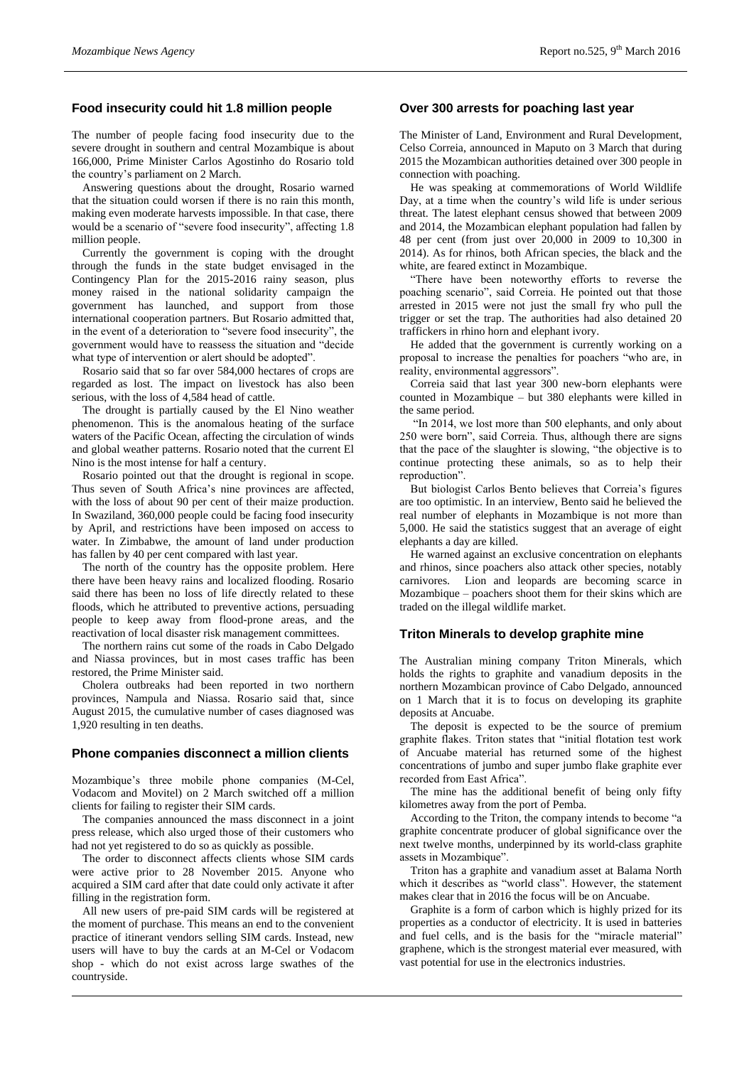## Food insecurity could hit 1.8 million people

The number of people facing food insecurity due to the severe drought in southern and central Mozambique is about 166,000, Prime Minister Carlos Agostinho do Rosario told the country's parliament on 2 March.

Answering questions about the drought, Rosario warned that the situation could worsen if there is no rain this month, making even moderate harvests impossible. In that case, there would be a scenario of "severe food insecurity", affecting 1.8 million people.

Currently the government is coping with the drought through the funds in the state budget envisaged in the Contingency Plan for the 2015-2016 rainy season, plus money raised in the national solidarity campaign the government has launched, and support from those international cooperation partners. But Rosario admitted that, in the event of a deterioration to "severe food insecurity", the government would have to reassess the situation and "decide what type of intervention or alert should be adopted".

Rosario said that so far over 584,000 hectares of crops are regarded as lost. The impact on livestock has also been serious, with the loss of 4,584 head of cattle.

The drought is partially caused by the El Nino weather phenomenon. This is the anomalous heating of the surface waters of the Pacific Ocean, affecting the circulation of winds and global weather patterns. Rosario noted that the current El Nino is the most intense for half a century.

Rosario pointed out that the drought is regional in scope. Thus seven of South Africa's nine provinces are affected, with the loss of about 90 per cent of their maize production. In Swaziland, 360,000 people could be facing food insecurity by April, and restrictions have been imposed on access to water. In Zimbabwe, the amount of land under production has fallen by 40 per cent compared with last year.

The north of the country has the opposite problem. Here there have been heavy rains and localized flooding. Rosario said there has been no loss of life directly related to these floods, which he attributed to preventive actions, persuading people to keep away from flood-prone areas, and the reactivation of local disaster risk management committees.

The northern rains cut some of the roads in Cabo Delgado and Niassa provinces, but in most cases traffic has been restored, the Prime Minister said.

Cholera outbreaks had been reported in two northern provinces, Nampula and Niassa. Rosario said that, since August 2015, the cumulative number of cases diagnosed was 1,920 resulting in ten deaths.

## Phone companies disconnect a million clients

Mozambique's three mobile phone companies (M-Cel, Vodacom and Movitel) on 2 March switched off a million clients for failing to register their SIM cards.

The companies announced the mass disconnect in a joint press release, which also urged those of their customers who had not yet registered to do so as quickly as possible.

The order to disconnect affects clients whose SIM cards were active prior to 28 November 2015. Anyone who acquired a SIM card after that date could only activate it after filling in the registration form.

All new users of pre-paid SIM cards will be registered at the moment of purchase. This means an end to the convenient practice of itinerant vendors selling SIM cards. Instead, new users will have to buy the cards at an M-Cel or Vodacom shop - which do not exist across large swathes of the countryside.

## Over 300 arrests for poaching last year

The Minister of Land, Environment and Rural Development, Celso Correia, announced in Maputo on 3 March that during 2015 the Mozambican authorities detained over 300 people in connection with poaching.

He was speaking at commemorations of World Wildlife Day, at a time when the country's wild life is under serious threat. The latest elephant census showed that between 2009 and 2014, the Mozambican elephant population had fallen by 48 per cent (from just over 20,000 in 2009 to 10,300 in 2014). As for rhinos, both African species, the black and the white, are feared extinct in Mozambique.

"There have been noteworthy efforts to reverse the poaching scenario", said Correia. He pointed out that those arrested in 2015 were not just the small fry who pull the trigger or set the trap. The authorities had also detained 20 traffickers in rhino horn and elephant ivory.

He added that the government is currently working on a proposal to increase the penalties for poachers "who are, in reality, environmental aggressors".

Correia said that last year 300 new-born elephants were counted in Mozambique – but 380 elephants were killed in the same period.

"In 2014, we lost more than 500 elephants, and only about 250 were born", said Correia. Thus, although there are signs that the pace of the slaughter is slowing, "the objective is to continue protecting these animals, so as to help their reproduction".

But biologist Carlos Bento believes that Correia's figures are too optimistic. In an interview, Bento said he believed the real number of elephants in Mozambique is not more than 5,000. He said the statistics suggest that an average of eight elephants a day are killed.

He warned against an exclusive concentration on elephants and rhinos, since poachers also attack other species, notably carnivores. Lion and leopards are becoming scarce in Mozambique – poachers shoot them for their skins which are traded on the illegal wildlife market.

## Triton Minerals to develop graphite mine

The Australian mining company Triton Minerals, which holds the rights to graphite and vanadium deposits in the northern Mozambican province of Cabo Delgado, announced on 1 March that it is to focus on developing its graphite deposits at Ancuabe.

The deposit is expected to be the source of premium graphite flakes. Triton states that "initial flotation test work of Ancuabe material has returned some of the highest concentrations of jumbo and super jumbo flake graphite ever recorded from East Africa".

The mine has the additional benefit of being only fifty kilometres away from the port of Pemba.

According to the Triton, the company intends to become "a graphite concentrate producer of global significance over the next twelve months, underpinned by its world-class graphite assets in Mozambique".

Triton has a graphite and vanadium asset at Balama North which it describes as "world class". However, the statement makes clear that in 2016 the focus will be on Ancuabe.

Graphite is a form of carbon which is highly prized for its properties as a conductor of electricity. It is used in batteries and fuel cells, and is the basis for the "miracle material" graphene, which is the strongest material ever measured, with vast potential for use in the electronics industries.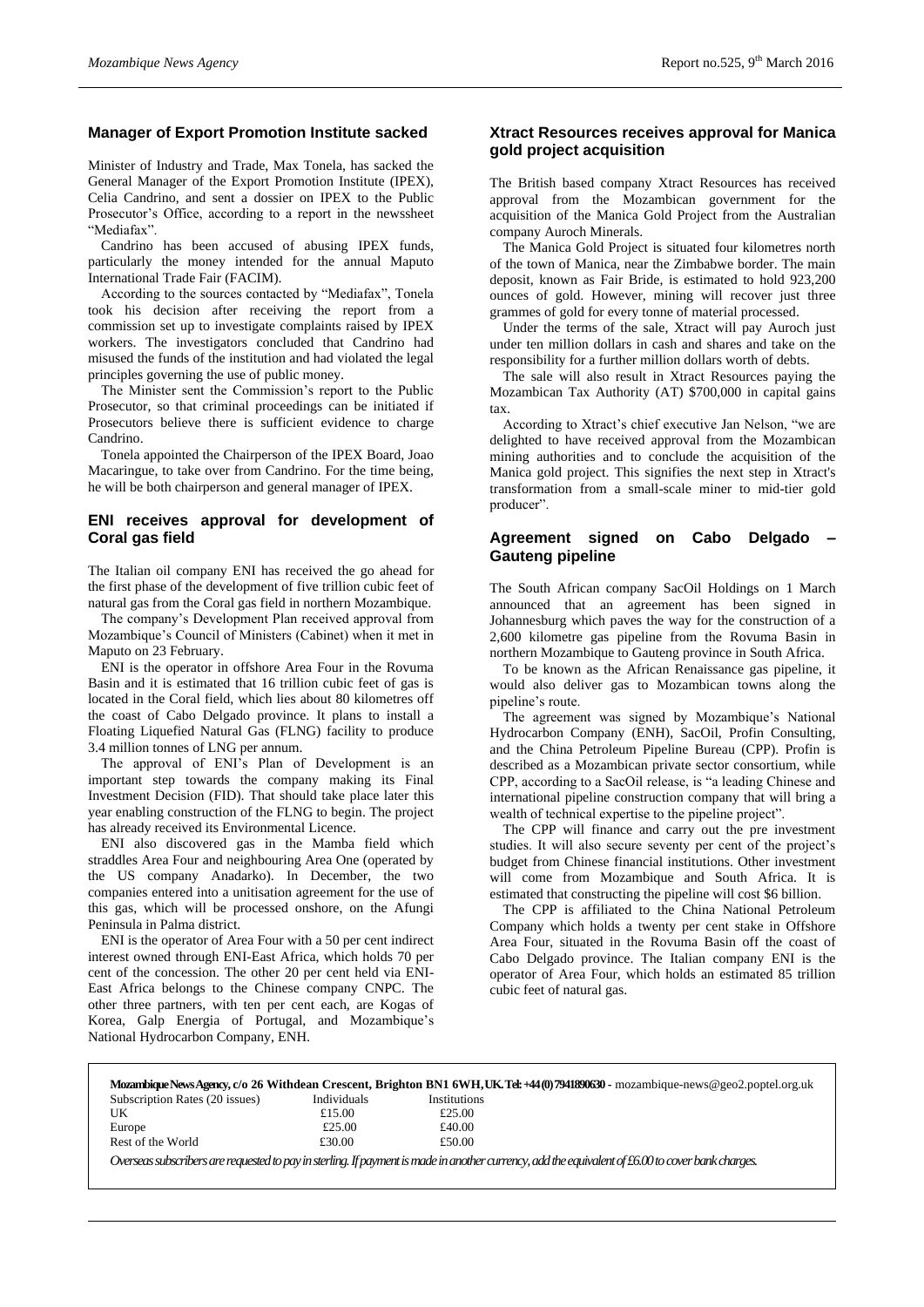## Manager of Export Promotion Institute sacked

Minister of Industry and Trade, Max Tonela, has sacked the General Manager of the Export Promotion Institute (IPEX), Celia Candrino, and sent a dossier on IPEX to the Public Prosecutor's Office, according to a report in the newssheet "Mediafax".

Candrino has been accused of abusing IPEX funds, particularly the money intended for the annual Maputo International Trade Fair (FACIM).

According to the sources contacted by "Mediafax", Tonela took his decision after receiving the report from a commission set up to investigate complaints raised by IPEX workers. The investigators concluded that Candrino had misused the funds of the institution and had violated the legal principles governing the use of public money.

The Minister sent the Commission's report to the Public Prosecutor, so that criminal proceedings can be initiated if Prosecutors believe there is sufficient evidence to charge Candrino.

Tonela appointed the Chairperson of the IPEX Board, Joao Macaringue, to take over from Candrino. For the time being, he will be both chairperson and general manager of IPEX.

## ENI receives approval for development of Coral gas field

The Italian oil company ENI has received the go ahead for the first phase of the development of five trillion cubic feet of natural gas from the Coral gas field in northern Mozambique.

The company's Development Plan received approval from Mozambique's Council of Ministers (Cabinet) when it met in Maputo on 23 February.

ENI is the operator in offshore Area Four in the Rovuma Basin and it is estimated that 16 trillion cubic feet of gas is located in the Coral field, which lies about 80 kilometres off the coast of Cabo Delgado province. It plans to install a Floating Liquefied Natural Gas (FLNG) facility to produce 3.4 million tonnes of LNG per annum.

The approval of ENI's Plan of Development is an important step towards the company making its Final Investment Decision (FID). That should take place later this year enabling construction of the FLNG to begin. The project has already received its Environmental Licence.

ENI also discovered gas in the Mamba field which straddles Area Four and neighbouring Area One (operated by the US company Anadarko). In December, the two companies entered into a unitisation agreement for the use of this gas, which will be processed onshore, on the Afungi Peninsula in Palma district.

ENI is the operator of Area Four with a 50 per cent indirect interest owned through ENI-East Africa, which holds 70 per cent of the concession. The other 20 per cent held via ENI-East Africa belongs to the Chinese company CNPC. The other three partners, with ten per cent each, are Kogas of Korea, Galp Energia of Portugal, and Mozambique's National Hydrocarbon Company, ENH.

## Xtract Resources receives approval for Manica gold project acquisition

The British based company Xtract Resources has received approval from the Mozambican government for the acquisition of the Manica Gold Project from the Australian company Auroch Minerals.

The Manica Gold Project is situated four kilometres north of the town of Manica, near the Zimbabwe border. The main deposit, known as Fair Bride, is estimated to hold 923,200 ounces of gold. However, mining will recover just three grammes of gold for every tonne of material processed.

Under the terms of the sale, Xtract will pay Auroch just under ten million dollars in cash and shares and take on the responsibility for a further million dollars worth of debts.

The sale will also result in Xtract Resources paying the Mozambican Tax Authority (AT) $700,000 in capital gains tax.

According to Xtract's chief executive Jan Nelson, "we are delighted to have received approval from the Mozambican mining authorities and to conclude the acquisition of the Manica gold project. This signifies the next step in Xtract's transformation from a small-scale miner to mid-tier gold producer".

## Agreement signed on Cabo Delgado – Gauteng pipeline

The South African company SacOil Holdings on 1 March announced that an agreement has been signed in Johannesburg which paves the way for the construction of a 2,600 kilometre gas pipeline from the Rovuma Basin in northern Mozambique to Gauteng province in South Africa.

To be known as the African Renaissance gas pipeline, it would also deliver gas to Mozambican towns along the pipeline's route.

The agreement was signed by Mozambique's National Hydrocarbon Company (ENH), SacOil, Profin Consulting, and the China Petroleum Pipeline Bureau (CPP). Profin is described as a Mozambican private sector consortium, while CPP, according to a SacOil release, is "a leading Chinese and international pipeline construction company that will bring a wealth of technical expertise to the pipeline project".

The CPP will finance and carry out the pre investment studies. It will also secure seventy per cent of the project's budget from Chinese financial institutions. Other investment will come from Mozambique and South Africa. It is estimated that constructing the pipeline will cost $6 billion.

The CPP is affiliated to the China National Petroleum Company which holds a twenty per cent stake in Offshore Area Four, situated in the Rovuma Basin off the coast of Cabo Delgado province. The Italian company ENI is the operator of Area Four, which holds an estimated 85 trillion cubic feet of natural gas.

**Mozambique News Agency, c/o 26 Withdean Crescent, Brighton BN1 6WH, UK. Tel: +44 (0) 7941890630** - mozambique-news@geo2.poptel.org.uk

| Subscription Rates (20 issues) | Individuals | Institutions |
|---|---|---|
| UK | £15.00 | £25.00 |
| Europe | £25.00 | £40.00 |
| Rest of the World | £30.00 | £50.00 |

*Overseas subscribers are requested to pay in sterling. If payment is made in another currency, add the equivalent of £6.00 to cover bank charges.*